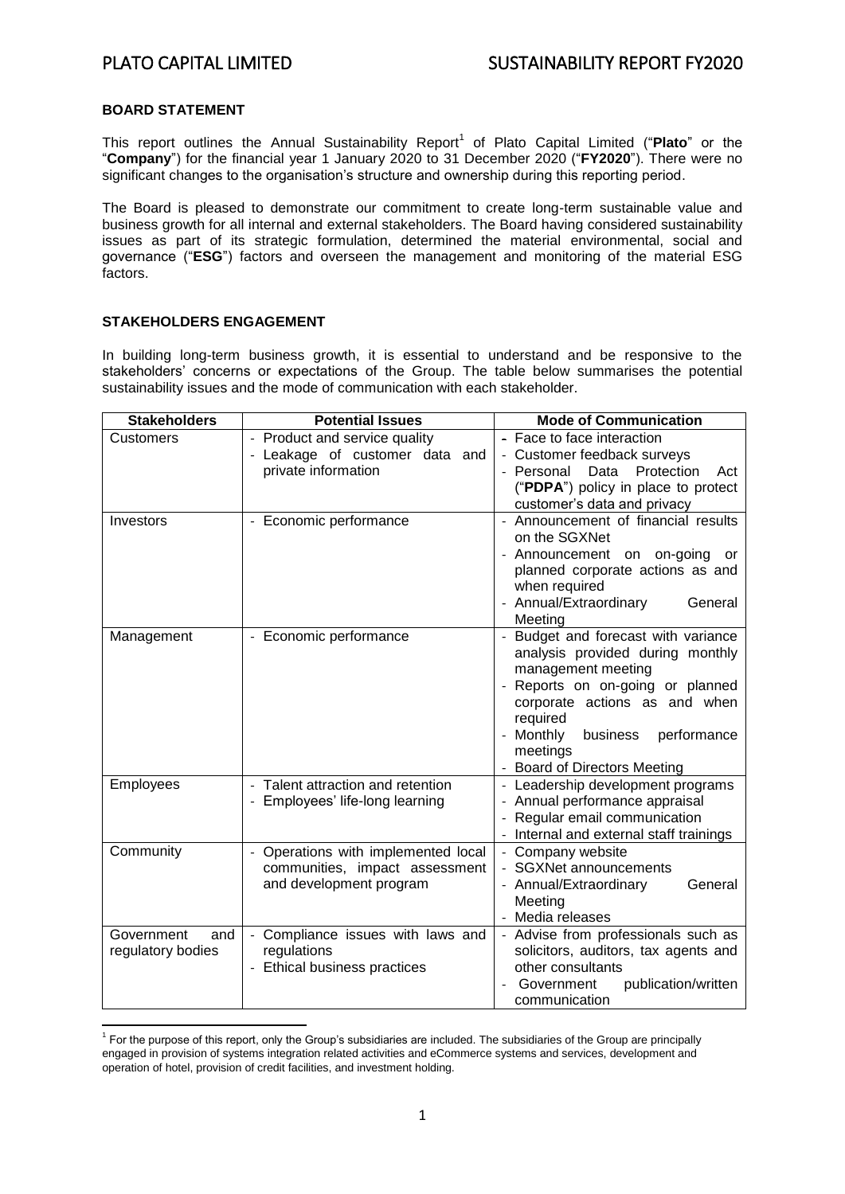## BOARD STATEMENT

This report outlines the Annual Sustainability Report[1] of Plato Capital Limited ("**Plato**" or the "**Company**") for the financial year 1 January 2020 to 31 December 2020 ("**FY2020**"). There were no significant changes to the organisation's structure and ownership during this reporting period.

The Board is pleased to demonstrate our commitment to create long-term sustainable value and business growth for all internal and external stakeholders. The Board having considered sustainability issues as part of its strategic formulation, determined the material environmental, social and governance ("**ESG**") factors and overseen the management and monitoring of the material ESG factors.

## STAKEHOLDERS ENGAGEMENT

In building long-term business growth, it is essential to understand and be responsive to the stakeholders' concerns or expectations of the Group. The table below summarises the potential sustainability issues and the mode of communication with each stakeholder.

| Stakeholders | Potential Issues | Mode of Communication |
|---|---|---|
| Customers | - Product and service quality<br>- Leakage of customer data and private information | - Face to face interaction<br>- Customer feedback surveys<br>- Personal Data Protection Act ("**PDPA**") policy in place to protect customer's data and privacy |
| Investors | - Economic performance | - Announcement of financial results on the SGXNet<br>- Announcement on on-going or planned corporate actions as and when required<br>- Annual/Extraordinary General Meeting |
| Management | - Economic performance | - Budget and forecast with variance analysis provided during monthly management meeting<br>- Reports on on-going or planned corporate actions as and when required<br>- Monthly business performance meetings<br>- Board of Directors Meeting |
| Employees | - Talent attraction and retention<br>- Employees' life-long learning | - Leadership development programs<br>- Annual performance appraisal<br>- Regular email communication<br>- Internal and external staff trainings |
| Community | - Operations with implemented local communities, impact assessment and development program | - Company website<br>- SGXNet announcements<br>- Annual/Extraordinary General Meeting<br>- Media releases |
| Government and regulatory bodies | - Compliance issues with laws and regulations<br>- Ethical business practices | - Advise from professionals such as solicitors, auditors, tax agents and other consultants<br>- Government publication/written communication |

[1] For the purpose of this report, only the Group's subsidiaries are included. The subsidiaries of the Group are principally engaged in provision of systems integration related activities and eCommerce systems and services, development and operation of hotel, provision of credit facilities, and investment holding.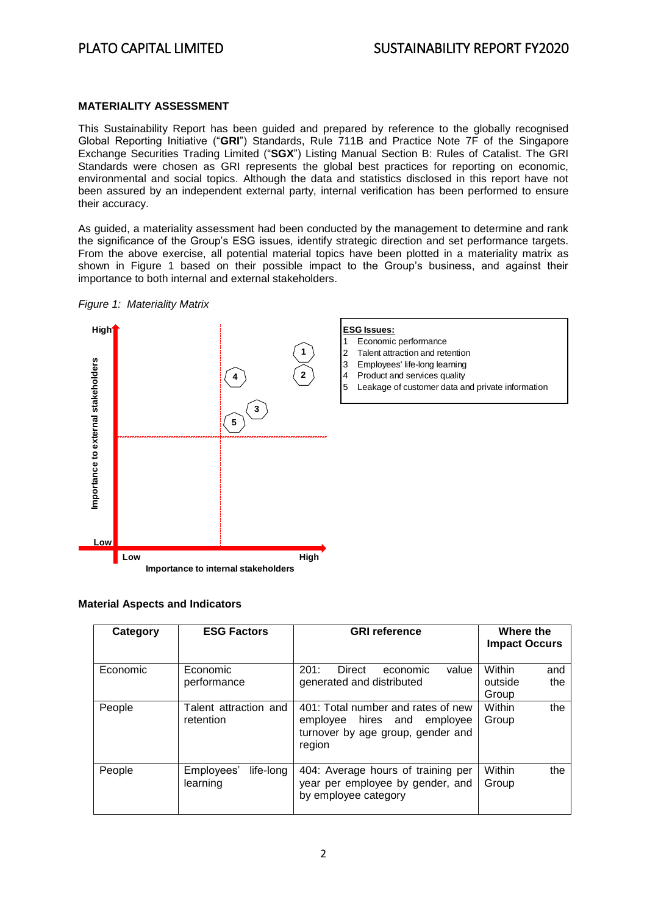**MATERIALITY ASSESSMENT**

This Sustainability Report has been guided and prepared by reference to the globally recognised Global Reporting Initiative ("**GRI**") Standards, Rule 711B and Practice Note 7F of the Singapore Exchange Securities Trading Limited ("**SGX**") Listing Manual Section B: Rules of Catalist. The GRI Standards were chosen as GRI represents the global best practices for reporting on economic, environmental and social topics. Although the data and statistics disclosed in this report have not been assured by an independent external party, internal verification has been performed to ensure their accuracy.

As guided, a materiality assessment had been conducted by the management to determine and rank the significance of the Group's ESG issues, identify strategic direction and set performance targets. From the above exercise, all potential material topics have been plotted in a materiality matrix as shown in Figure 1 based on their possible impact to the Group's business, and against their importance to both internal and external stakeholders.

*Figure 1: Materiality Matrix*

**ESG Issues:**

1 Economic performance
2 Talent attraction and retention
3 Employees' life-long learning
4 Product and services quality
5 Leakage of customer data and private information

**Material Aspects and Indicators**

| Category | ESG Factors | GRI reference | Where the Impact Occurs |
|---|---|---|---|
| Economic | Economic performance | 201: Direct economic value generated and distributed | Within and outside the Group |
| People | Talent attraction and retention | 401: Total number and rates of new employee hires and employee turnover by age group, gender and region | Within the Group |
| People | Employees' life-long learning | 404: Average hours of training per year per employee by gender, and by employee category | Within the Group |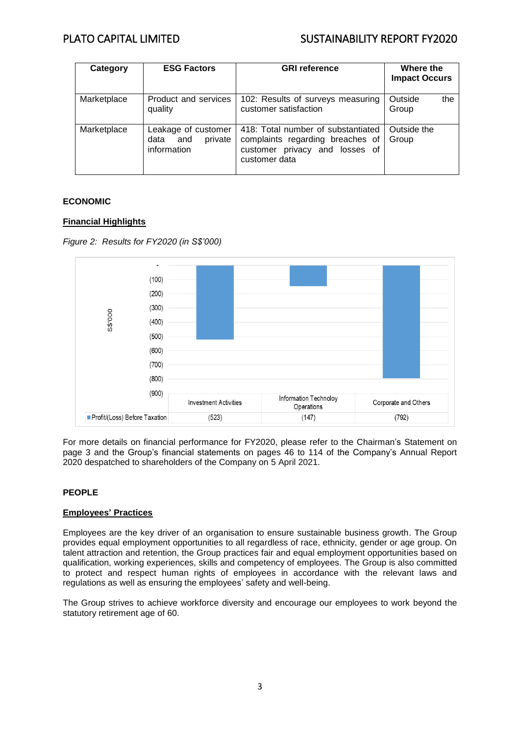| Category | ESG Factors | GRI reference | Where the Impact Occurs |
|---|---|---|---|
| Marketplace | Product and services quality | 102: Results of surveys measuring customer satisfaction | Outside the Group |
| Marketplace | Leakage of customer data and private information | 418: Total number of substantiated complaints regarding breaches of customer privacy and losses of customer data | Outside the Group |

**ECONOMIC**

**Financial Highlights**

*Figure 2: Results for FY2020 (in S$'000)*

| | Investment Activities | Information Technoloy Operations | Corporate and Others |
|---|---|---|---|
| Profit/(Loss) Before Taxation | (523) | (147) | (792) |

For more details on financial performance for FY2020, please refer to the Chairman's Statement on page 3 and the Group's financial statements on pages 46 to 114 of the Company's Annual Report 2020 despatched to shareholders of the Company on 5 April 2021.

**PEOPLE**

**Employees' Practices**

Employees are the key driver of an organisation to ensure sustainable business growth. The Group provides equal employment opportunities to all regardless of race, ethnicity, gender or age group. On talent attraction and retention, the Group practices fair and equal employment opportunities based on qualification, working experiences, skills and competency of employees. The Group is also committed to protect and respect human rights of employees in accordance with the relevant laws and regulations as well as ensuring the employees' safety and well-being.

The Group strives to achieve workforce diversity and encourage our employees to work beyond the statutory retirement age of 60.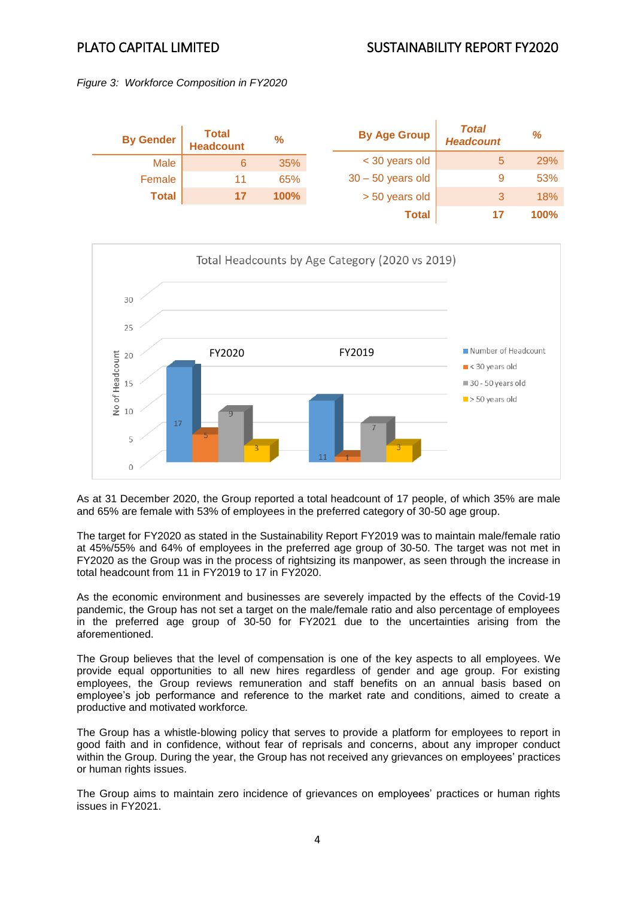*Figure 3: Workforce Composition in FY2020*

| By Gender | Total Headcount | % |
|---|---|---|
| Male | 6 | 35% |
| Female | 11 | 65% |
| **Total** | **17** | **100%** |

| By Age Group | *Total Headcount* | *%* |
|---|---|---|
| < 30 years old | 5 | 29% |
| 30 – 50 years old | 9 | 53% |
| > 50 years old | 3 | 18% |
| **Total** | **17** | **100%** |

Total Headcounts by Age Category (2020 vs 2019)

| | Number of Headcount | < 30 years old | 30 - 50 years old | > 50 years old |
|---|---|---|---|---|
| FY2020 | 17 | 5 | 9 | 3 |
| FY2019 | 11 | 1 | 7 | 3 |

As at 31 December 2020, the Group reported a total headcount of 17 people, of which 35% are male and 65% are female with 53% of employees in the preferred category of 30-50 age group.

The target for FY2020 as stated in the Sustainability Report FY2019 was to maintain male/female ratio at 45%/55% and 64% of employees in the preferred age group of 30-50. The target was not met in FY2020 as the Group was in the process of rightsizing its manpower, as seen through the increase in total headcount from 11 in FY2019 to 17 in FY2020.

As the economic environment and businesses are severely impacted by the effects of the Covid-19 pandemic, the Group has not set a target on the male/female ratio and also percentage of employees in the preferred age group of 30-50 for FY2021 due to the uncertainties arising from the aforementioned.

The Group believes that the level of compensation is one of the key aspects to all employees. We provide equal opportunities to all new hires regardless of gender and age group. For existing employees, the Group reviews remuneration and staff benefits on an annual basis based on employee's job performance and reference to the market rate and conditions, aimed to create a productive and motivated workforce.

The Group has a whistle-blowing policy that serves to provide a platform for employees to report in good faith and in confidence, without fear of reprisals and concerns, about any improper conduct within the Group. During the year, the Group has not received any grievances on employees' practices or human rights issues.

The Group aims to maintain zero incidence of grievances on employees' practices or human rights issues in FY2021.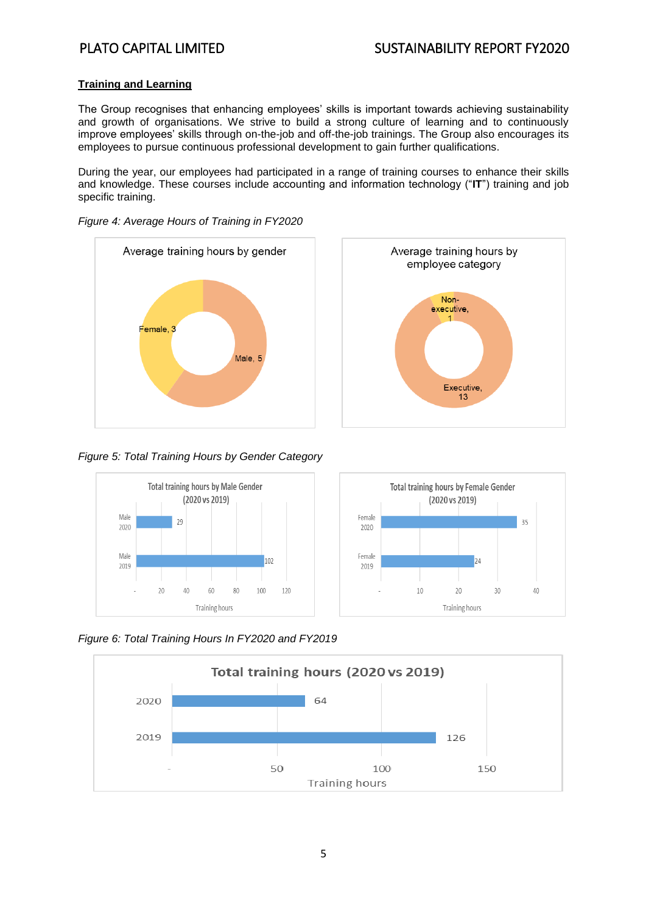**Training and Learning**

The Group recognises that enhancing employees' skills is important towards achieving sustainability and growth of organisations. We strive to build a strong culture of learning and to continuously improve employees' skills through on-the-job and off-the-job trainings. The Group also encourages its employees to pursue continuous professional development to gain further qualifications.

During the year, our employees had participated in a range of training courses to enhance their skills and knowledge. These courses include accounting and information technology ("**IT**") training and job specific training.

*Figure 4: Average Hours of Training in FY2020*

Average training hours by gender

| Gender | Average training hours |
|---|---|
| Female | 3 |
| Male | 5 |

Average training hours by employee category

| Employee category | Average training hours |
|---|---|
| Non-executive | 1 |
| Executive | 13 |

*Figure 5: Total Training Hours by Gender Category*

Total training hours by Male Gender (2020 vs 2019)

| | Training hours |
|---|---|
| Male 2020 | 29 |
| Male 2019 | 102 |

Total training hours by Female Gender (2020 vs 2019)

| | Training hours |
|---|---|
| Female 2020 | 35 |
| Female 2019 | 24 |

*Figure 6: Total Training Hours In FY2020 and FY2019*

Total training hours (2020 vs 2019)

| Year | Training hours |
|---|---|
| 2020 | 64 |
| 2019 | 126 |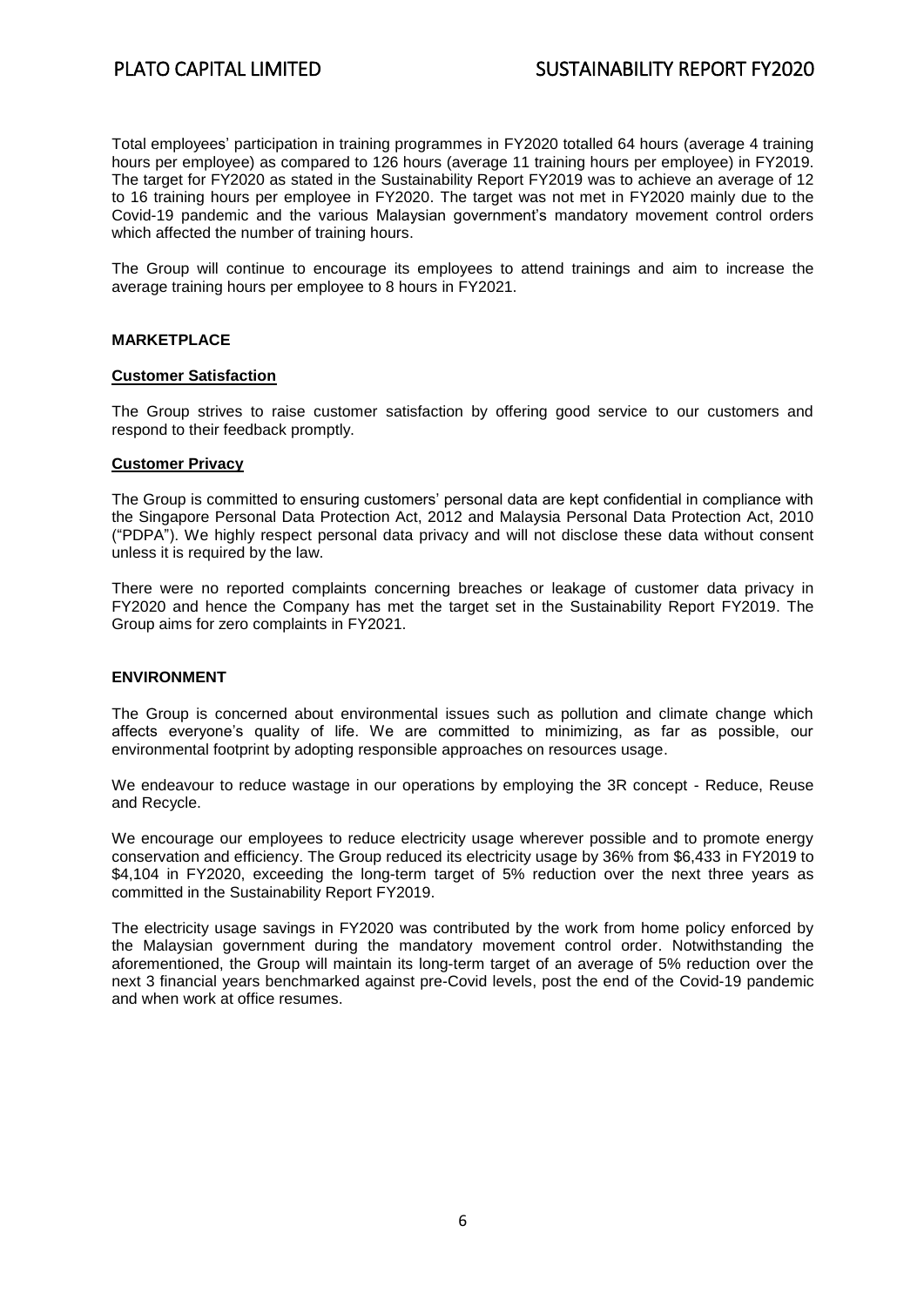Total employees' participation in training programmes in FY2020 totalled 64 hours (average 4 training hours per employee) as compared to 126 hours (average 11 training hours per employee) in FY2019. The target for FY2020 as stated in the Sustainability Report FY2019 was to achieve an average of 12 to 16 training hours per employee in FY2020. The target was not met in FY2020 mainly due to the Covid-19 pandemic and the various Malaysian government's mandatory movement control orders which affected the number of training hours.

The Group will continue to encourage its employees to attend trainings and aim to increase the average training hours per employee to 8 hours in FY2021.

## MARKETPLACE

### Customer Satisfaction

The Group strives to raise customer satisfaction by offering good service to our customers and respond to their feedback promptly.

### Customer Privacy

The Group is committed to ensuring customers' personal data are kept confidential in compliance with the Singapore Personal Data Protection Act, 2012 and Malaysia Personal Data Protection Act, 2010 ("PDPA"). We highly respect personal data privacy and will not disclose these data without consent unless it is required by the law.

There were no reported complaints concerning breaches or leakage of customer data privacy in FY2020 and hence the Company has met the target set in the Sustainability Report FY2019. The Group aims for zero complaints in FY2021.

## ENVIRONMENT

The Group is concerned about environmental issues such as pollution and climate change which affects everyone's quality of life. We are committed to minimizing, as far as possible, our environmental footprint by adopting responsible approaches on resources usage.

We endeavour to reduce wastage in our operations by employing the 3R concept - Reduce, Reuse and Recycle.

We encourage our employees to reduce electricity usage wherever possible and to promote energy conservation and efficiency. The Group reduced its electricity usage by 36% from $6,433 in FY2019 to $4,104 in FY2020, exceeding the long-term target of 5% reduction over the next three years as committed in the Sustainability Report FY2019.

The electricity usage savings in FY2020 was contributed by the work from home policy enforced by the Malaysian government during the mandatory movement control order. Notwithstanding the aforementioned, the Group will maintain its long-term target of an average of 5% reduction over the next 3 financial years benchmarked against pre-Covid levels, post the end of the Covid-19 pandemic and when work at office resumes.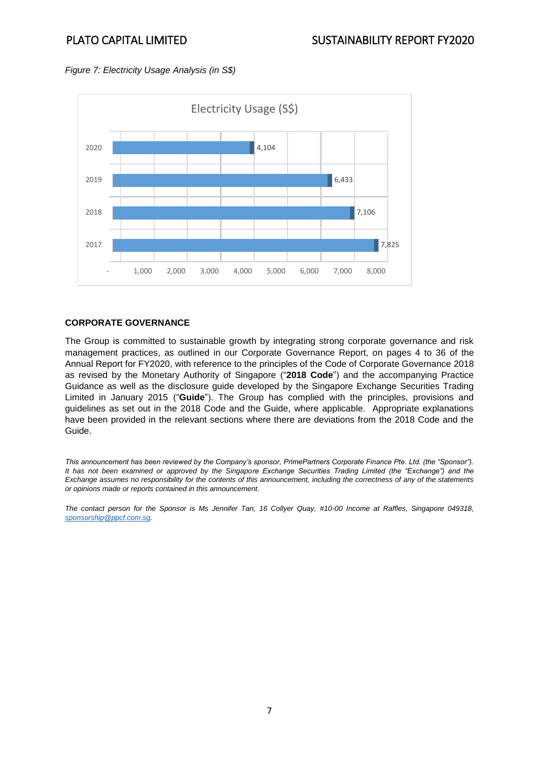*Figure 7: Electricity Usage Analysis (in S$)*

Electricity Usage (S$)

2020
4,104

2019
6,433

2018
7,106

2017
7,825

- 1,000 2,000 3,000 4,000 5,000 6,000 7,000 8,000

**CORPORATE GOVERNANCE**

The Group is committed to sustainable growth by integrating strong corporate governance and risk management practices, as outlined in our Corporate Governance Report, on pages 4 to 36 of the Annual Report for FY2020, with reference to the principles of the Code of Corporate Governance 2018 as revised by the Monetary Authority of Singapore ("**2018 Code**") and the accompanying Practice Guidance as well as the disclosure guide developed by the Singapore Exchange Securities Trading Limited in January 2015 ("**Guide**"). The Group has complied with the principles, provisions and guidelines as set out in the 2018 Code and the Guide, where applicable. Appropriate explanations have been provided in the relevant sections where there are deviations from the 2018 Code and the Guide.

*This announcement has been reviewed by the Company's sponsor, PrimePartners Corporate Finance Pte. Ltd. (the "Sponsor"). It has not been examined or approved by the Singapore Exchange Securities Trading Limited (the "Exchange") and the Exchange assumes no responsibility for the contents of this announcement, including the correctness of any of the statements or opinions made or reports contained in this announcement.*

*The contact person for the Sponsor is Ms Jennifer Tan, 16 Collyer Quay, #10-00 Income at Raffles, Singapore 049318, sponsorship@ppcf.com.sg.*